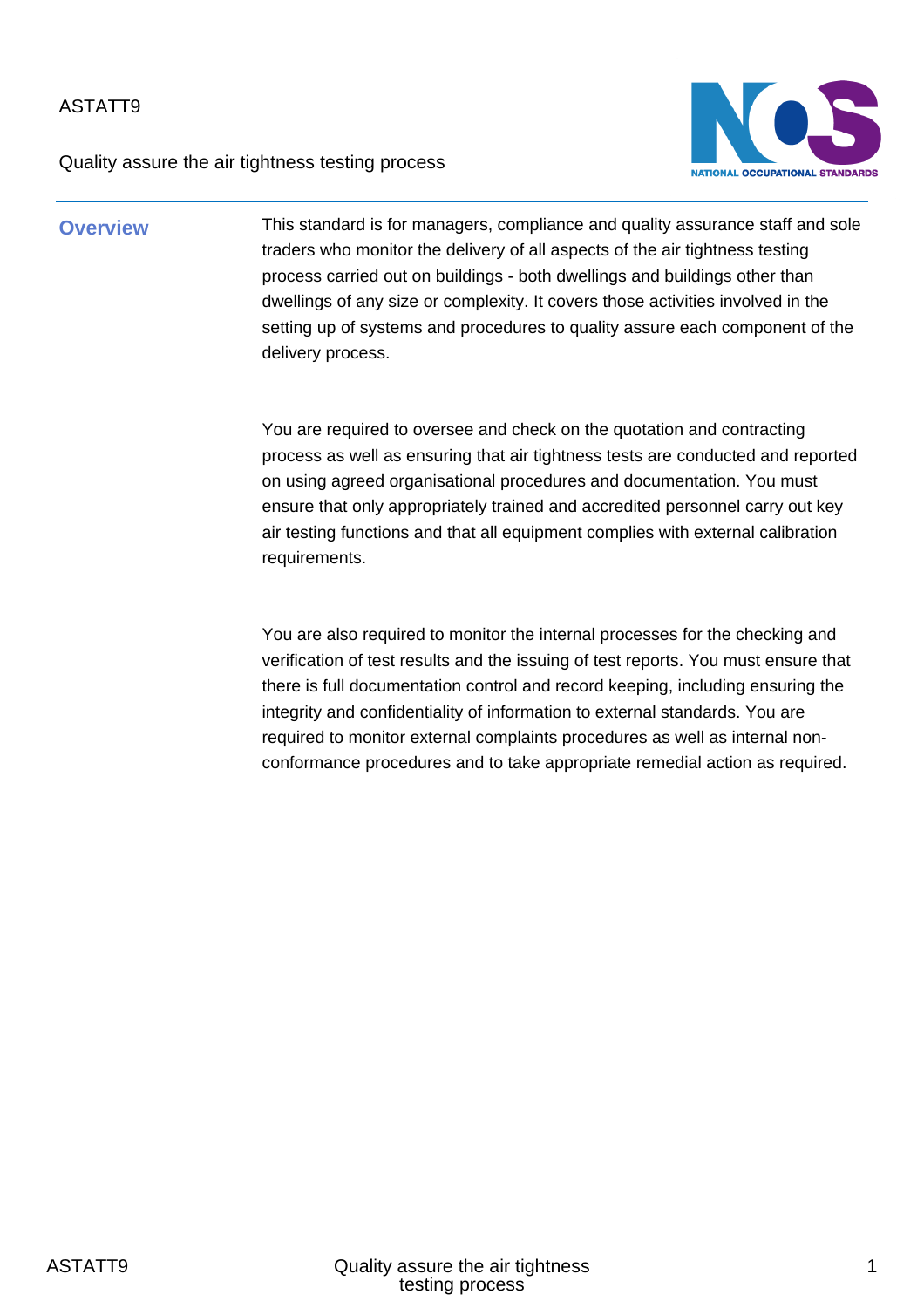ASTATT9

Quality assure the air tightness testing process

## Overview

This standard is for managers, compliance and quality assurance staff and sole traders who monitor the delivery of all aspects of the air tightness testing process carried out on buildings - both dwellings and buildings other than dwellings of any size or complexity. It covers those activities involved in the setting up of systems and procedures to quality assure each component of the delivery process.

You are required to oversee and check on the quotation and contracting process as well as ensuring that air tightness tests are conducted and reported on using agreed organisational procedures and documentation. You must ensure that only appropriately trained and accredited personnel carry out key air testing functions and that all equipment complies with external calibration requirements.

You are also required to monitor the internal processes for the checking and verification of test results and the issuing of test reports. You must ensure that there is full documentation control and record keeping, including ensuring the integrity and confidentiality of information to external standards. You are required to monitor external complaints procedures as well as internal non-conformance procedures and to take appropriate remedial action as required.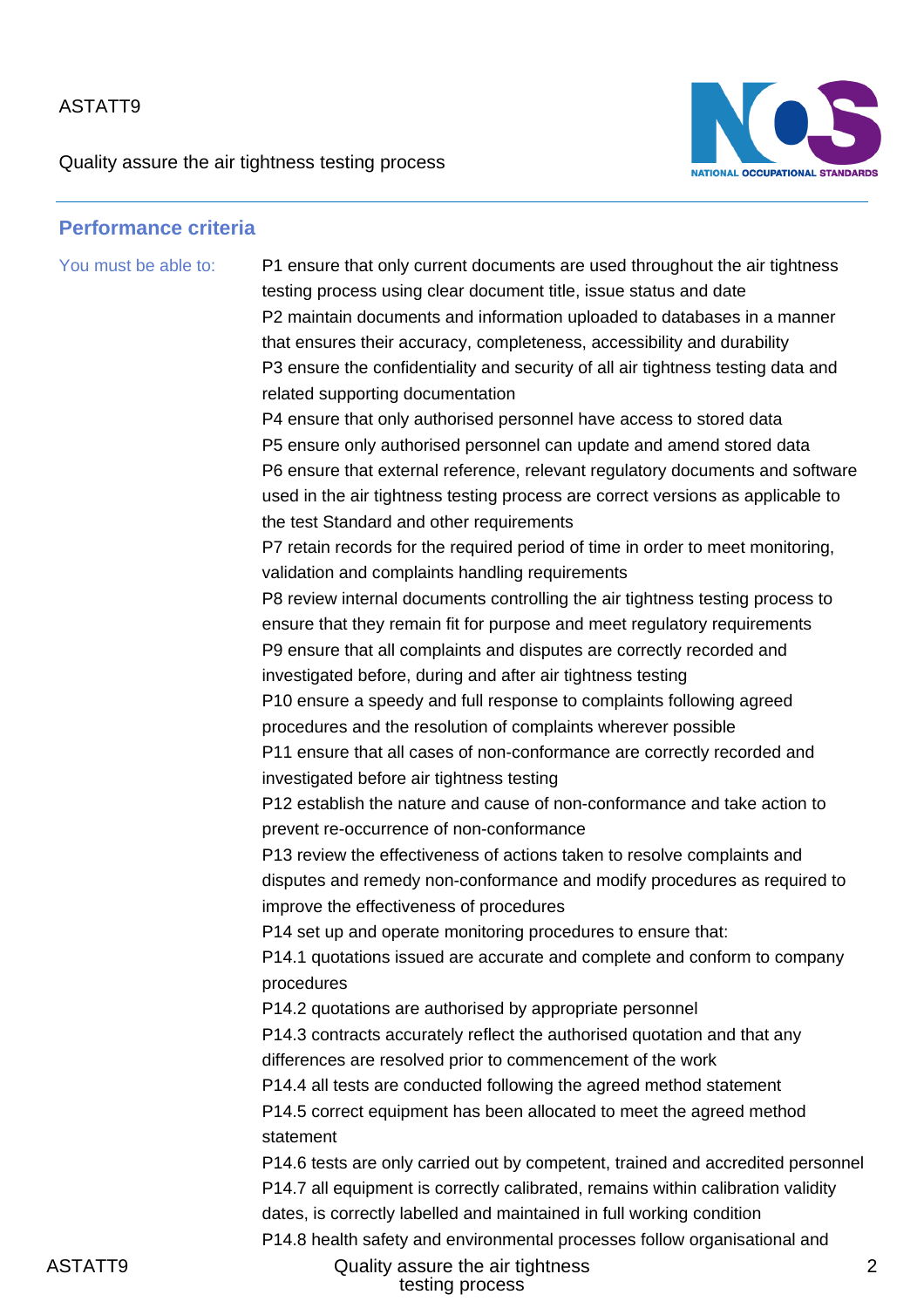## Performance criteria

You must be able to:

P1 ensure that only current documents are used throughout the air tightness testing process using clear document title, issue status and date

P2 maintain documents and information uploaded to databases in a manner that ensures their accuracy, completeness, accessibility and durability

P3 ensure the confidentiality and security of all air tightness testing data and related supporting documentation

P4 ensure that only authorised personnel have access to stored data

P5 ensure only authorised personnel can update and amend stored data

P6 ensure that external reference, relevant regulatory documents and software used in the air tightness testing process are correct versions as applicable to the test Standard and other requirements

P7 retain records for the required period of time in order to meet monitoring, validation and complaints handling requirements

P8 review internal documents controlling the air tightness testing process to ensure that they remain fit for purpose and meet regulatory requirements

P9 ensure that all complaints and disputes are correctly recorded and investigated before, during and after air tightness testing

P10 ensure a speedy and full response to complaints following agreed procedures and the resolution of complaints wherever possible

P11 ensure that all cases of non-conformance are correctly recorded and investigated before air tightness testing

P12 establish the nature and cause of non-conformance and take action to prevent re-occurrence of non-conformance

P13 review the effectiveness of actions taken to resolve complaints and disputes and remedy non-conformance and modify procedures as required to improve the effectiveness of procedures

P14 set up and operate monitoring procedures to ensure that:

P14.1 quotations issued are accurate and complete and conform to company procedures

P14.2 quotations are authorised by appropriate personnel

P14.3 contracts accurately reflect the authorised quotation and that any differences are resolved prior to commencement of the work

P14.4 all tests are conducted following the agreed method statement

P14.5 correct equipment has been allocated to meet the agreed method statement

P14.6 tests are only carried out by competent, trained and accredited personnel

P14.7 all equipment is correctly calibrated, remains within calibration validity dates, is correctly labelled and maintained in full working condition

P14.8 health safety and environmental processes follow organisational and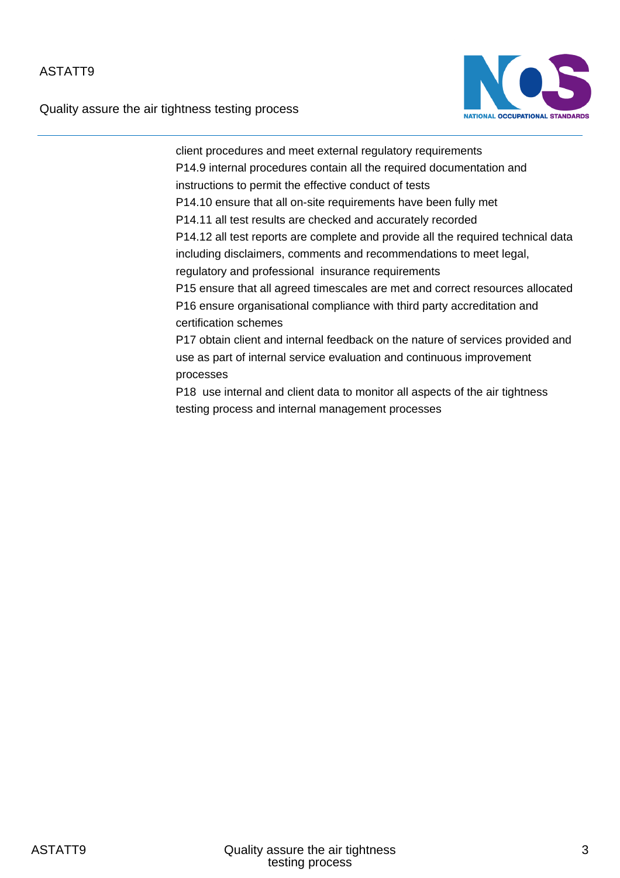client procedures and meet external regulatory requirements

P14.9 internal procedures contain all the required documentation and instructions to permit the effective conduct of tests

P14.10 ensure that all on-site requirements have been fully met

P14.11 all test results are checked and accurately recorded

P14.12 all test reports are complete and provide all the required technical data including disclaimers, comments and recommendations to meet legal, regulatory and professional insurance requirements

P15 ensure that all agreed timescales are met and correct resources allocated

P16 ensure organisational compliance with third party accreditation and certification schemes

P17 obtain client and internal feedback on the nature of services provided and use as part of internal service evaluation and continuous improvement processes

P18 use internal and client data to monitor all aspects of the air tightness testing process and internal management processes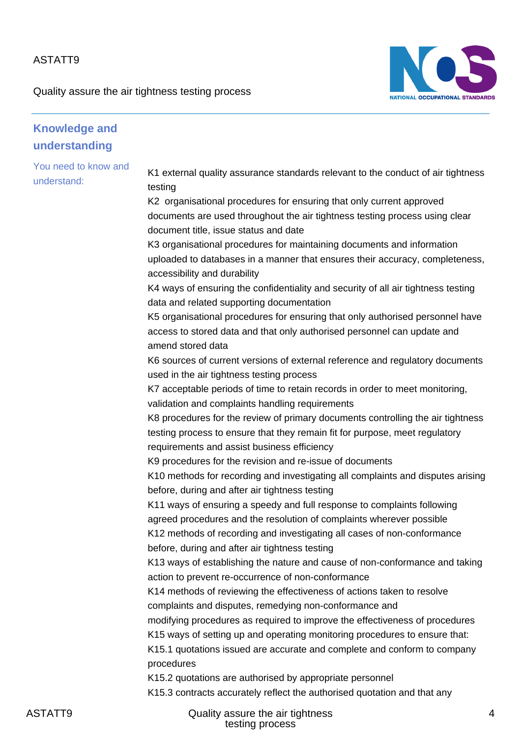## Knowledge and understanding

You need to know and understand:

K1 external quality assurance standards relevant to the conduct of air tightness testing

K2 organisational procedures for ensuring that only current approved documents are used throughout the air tightness testing process using clear document title, issue status and date

K3 organisational procedures for maintaining documents and information uploaded to databases in a manner that ensures their accuracy, completeness, accessibility and durability

K4 ways of ensuring the confidentiality and security of all air tightness testing data and related supporting documentation

K5 organisational procedures for ensuring that only authorised personnel have access to stored data and that only authorised personnel can update and amend stored data

K6 sources of current versions of external reference and regulatory documents used in the air tightness testing process

K7 acceptable periods of time to retain records in order to meet monitoring, validation and complaints handling requirements

K8 procedures for the review of primary documents controlling the air tightness testing process to ensure that they remain fit for purpose, meet regulatory requirements and assist business efficiency

K9 procedures for the revision and re-issue of documents

K10 methods for recording and investigating all complaints and disputes arising before, during and after air tightness testing

K11 ways of ensuring a speedy and full response to complaints following agreed procedures and the resolution of complaints wherever possible

K12 methods of recording and investigating all cases of non-conformance before, during and after air tightness testing

K13 ways of establishing the nature and cause of non-conformance and taking action to prevent re-occurrence of non-conformance

K14 methods of reviewing the effectiveness of actions taken to resolve complaints and disputes, remedying non-conformance and modifying procedures as required to improve the effectiveness of procedures

K15 ways of setting up and operating monitoring procedures to ensure that:

K15.1 quotations issued are accurate and complete and conform to company procedures

K15.2 quotations are authorised by appropriate personnel

K15.3 contracts accurately reflect the authorised quotation and that any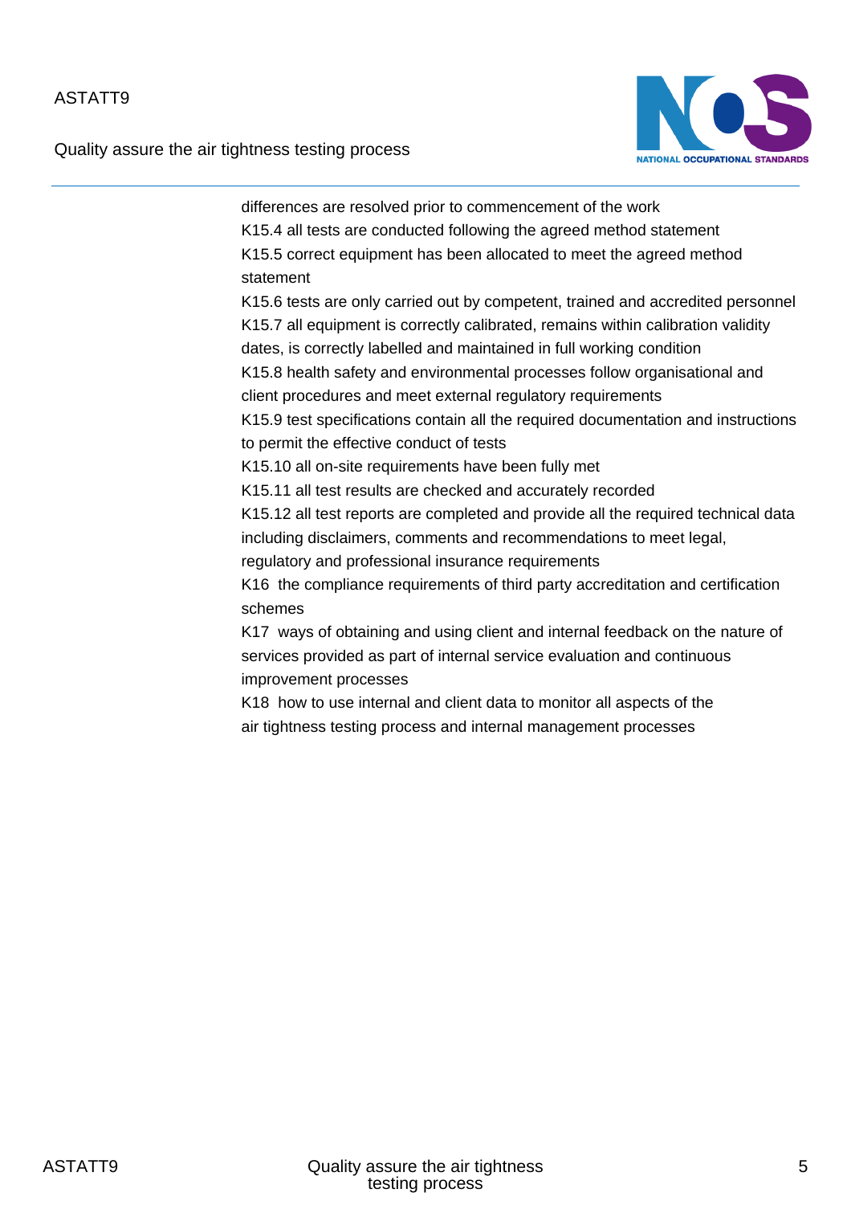differences are resolved prior to commencement of the work

K15.4 all tests are conducted following the agreed method statement

K15.5 correct equipment has been allocated to meet the agreed method statement

K15.6 tests are only carried out by competent, trained and accredited personnel

K15.7 all equipment is correctly calibrated, remains within calibration validity dates, is correctly labelled and maintained in full working condition

K15.8 health safety and environmental processes follow organisational and client procedures and meet external regulatory requirements

K15.9 test specifications contain all the required documentation and instructions to permit the effective conduct of tests

K15.10 all on-site requirements have been fully met

K15.11 all test results are checked and accurately recorded

K15.12 all test reports are completed and provide all the required technical data including disclaimers, comments and recommendations to meet legal, regulatory and professional insurance requirements

K16 the compliance requirements of third party accreditation and certification schemes

K17 ways of obtaining and using client and internal feedback on the nature of services provided as part of internal service evaluation and continuous improvement processes

K18 how to use internal and client data to monitor all aspects of the air tightness testing process and internal management processes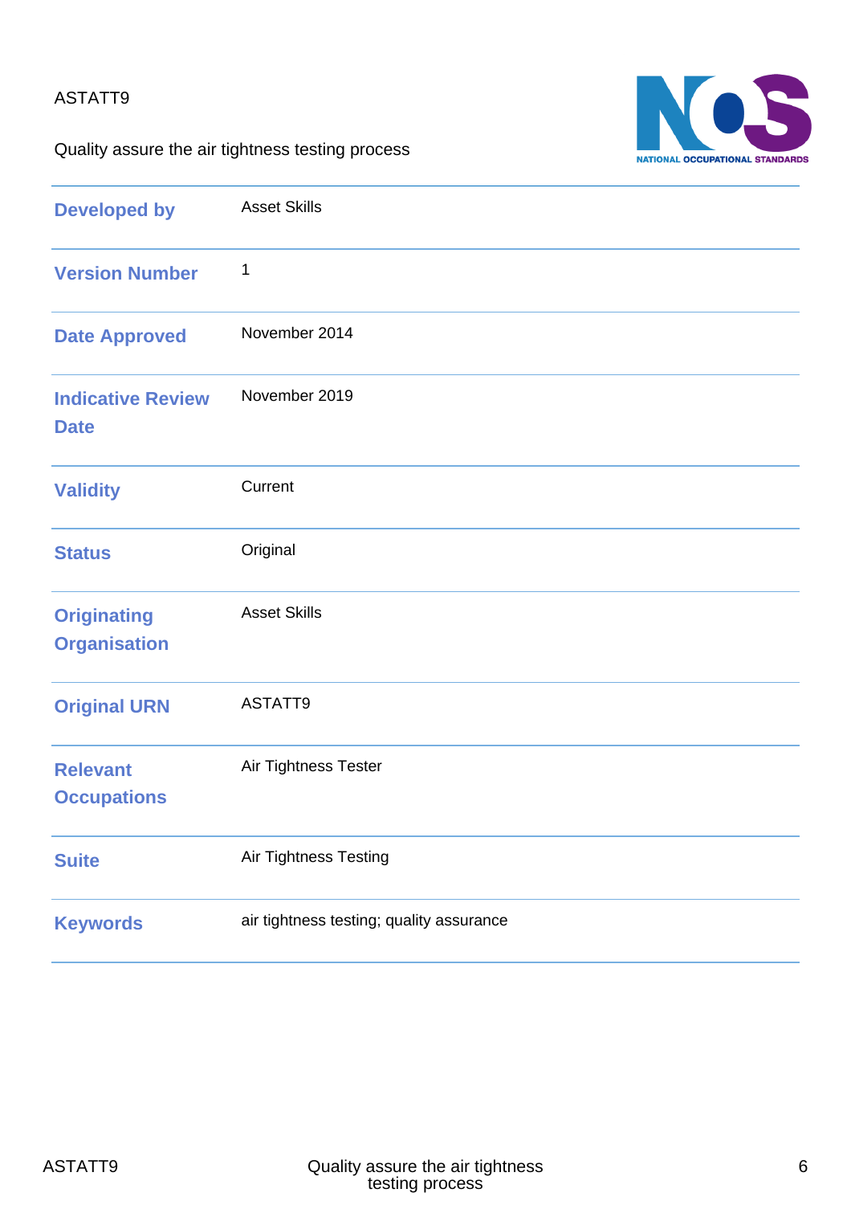ASTATT9

Quality assure the air tightness testing process

| | |
|---|---|
| **Developed by** | Asset Skills |
| **Version Number** | 1 |
| **Date Approved** | November 2014 |
| **Indicative Review Date** | November 2019 |
| **Validity** | Current |
| **Status** | Original |
| **Originating Organisation** | Asset Skills |
| **Original URN** | ASTATT9 |
| **Relevant Occupations** | Air Tightness Tester |
| **Suite** | Air Tightness Testing |
| **Keywords** | air tightness testing; quality assurance |